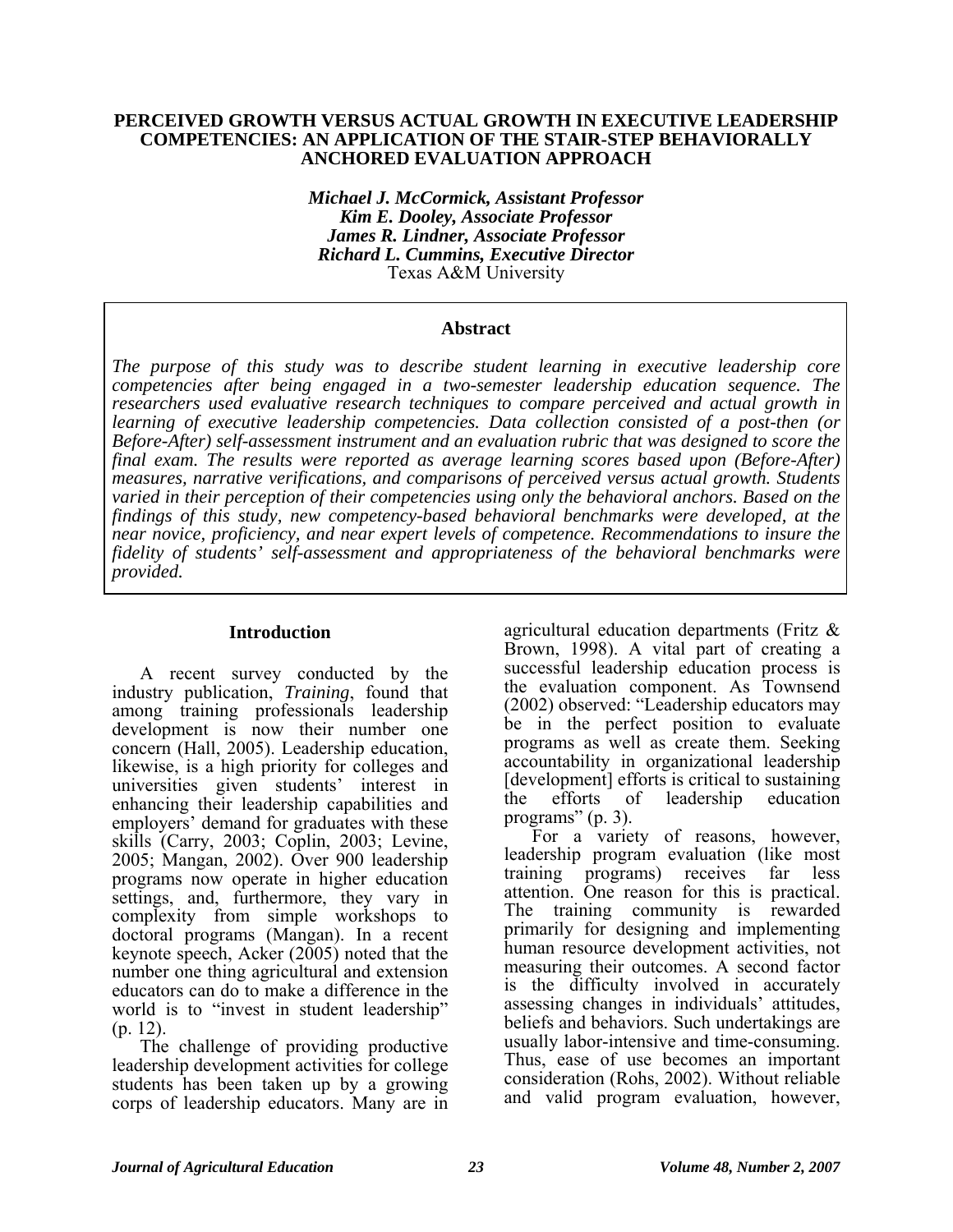# PERCEIVED GROWTH VERSUS ACTUAL GROWTH IN EXECUTIVE LEADERSHIP COMPETENCIES: AN APPLICATION OF THE STAIR-STEP BEHAVIORALLY ANCHORED EVALUATION APPROACH

***Michael J. McCormick, Assistant Professor***
***Kim E. Dooley, Associate Professor***
***James R. Lindner, Associate Professor***
***Richard L. Cummins, Executive Director***
Texas A&M University

## Abstract

*The purpose of this study was to describe student learning in executive leadership core competencies after being engaged in a two-semester leadership education sequence. The researchers used evaluative research techniques to compare perceived and actual growth in learning of executive leadership competencies. Data collection consisted of a post-then (or Before-After) self-assessment instrument and an evaluation rubric that was designed to score the final exam. The results were reported as average learning scores based upon (Before-After) measures, narrative verifications, and comparisons of perceived versus actual growth. Students varied in their perception of their competencies using only the behavioral anchors. Based on the findings of this study, new competency-based behavioral benchmarks were developed, at the near novice, proficiency, and near expert levels of competence. Recommendations to insure the fidelity of students' self-assessment and appropriateness of the behavioral benchmarks were provided.*

## Introduction

A recent survey conducted by the industry publication, *Training*, found that among training professionals leadership development is now their number one concern (Hall, 2005). Leadership education, likewise, is a high priority for colleges and universities given students' interest in enhancing their leadership capabilities and employers' demand for graduates with these skills (Carry, 2003; Coplin, 2003; Levine, 2005; Mangan, 2002). Over 900 leadership programs now operate in higher education settings, and, furthermore, they vary in complexity from simple workshops to doctoral programs (Mangan). In a recent keynote speech, Acker (2005) noted that the number one thing agricultural and extension educators can do to make a difference in the world is to "invest in student leadership" (p. 12).

The challenge of providing productive leadership development activities for college students has been taken up by a growing corps of leadership educators. Many are in agricultural education departments (Fritz & Brown, 1998). A vital part of creating a successful leadership education process is the evaluation component. As Townsend (2002) observed: "Leadership educators may be in the perfect position to evaluate programs as well as create them. Seeking accountability in organizational leadership [development] efforts is critical to sustaining the efforts of leadership education programs" (p. 3).

For a variety of reasons, however, leadership program evaluation (like most training programs) receives far less attention. One reason for this is practical. The training community is rewarded primarily for designing and implementing human resource development activities, not measuring their outcomes. A second factor is the difficulty involved in accurately assessing changes in individuals' attitudes, beliefs and behaviors. Such undertakings are usually labor-intensive and time-consuming. Thus, ease of use becomes an important consideration (Rohs, 2002). Without reliable and valid program evaluation, however,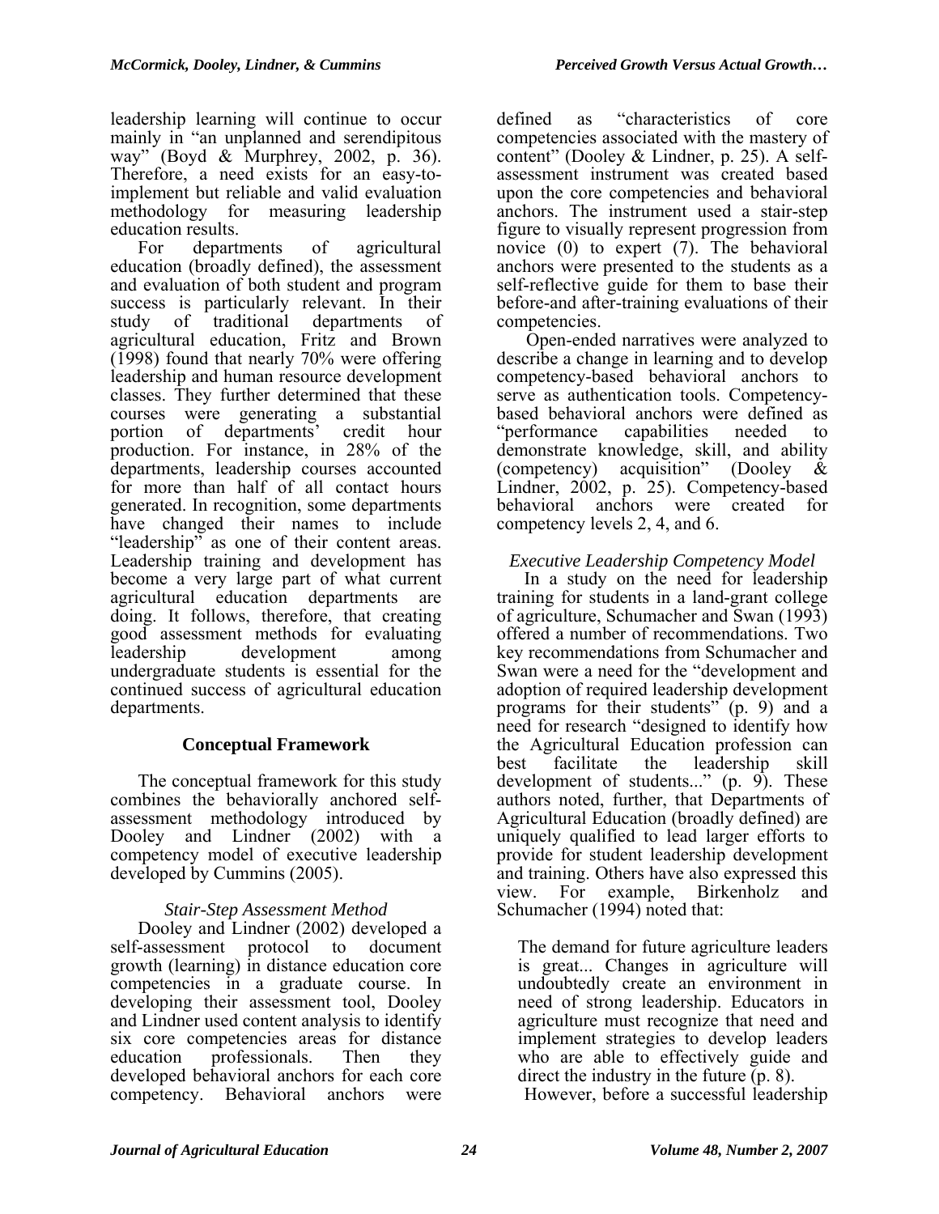leadership learning will continue to occur mainly in "an unplanned and serendipitous way" (Boyd & Murphrey, 2002, p. 36). Therefore, a need exists for an easy-to-implement but reliable and valid evaluation methodology for measuring leadership education results.

For departments of agricultural education (broadly defined), the assessment and evaluation of both student and program success is particularly relevant. In their study of traditional departments of agricultural education, Fritz and Brown (1998) found that nearly 70% were offering leadership and human resource development classes. They further determined that these courses were generating a substantial portion of departments' credit hour production. For instance, in 28% of the departments, leadership courses accounted for more than half of all contact hours generated. In recognition, some departments have changed their names to include "leadership" as one of their content areas. Leadership training and development has become a very large part of what current agricultural education departments are doing. It follows, therefore, that creating good assessment methods for evaluating leadership development among undergraduate students is essential for the continued success of agricultural education departments.

## Conceptual Framework

The conceptual framework for this study combines the behaviorally anchored self-assessment methodology introduced by Dooley and Lindner (2002) with a competency model of executive leadership developed by Cummins (2005).

### *Stair-Step Assessment Method*

Dooley and Lindner (2002) developed a self-assessment protocol to document growth (learning) in distance education core competencies in a graduate course. In developing their assessment tool, Dooley and Lindner used content analysis to identify six core competencies areas for distance education professionals. Then they developed behavioral anchors for each core competency. Behavioral anchors were defined as "characteristics of core competencies associated with the mastery of content" (Dooley & Lindner, p. 25). A self-assessment instrument was created based upon the core competencies and behavioral anchors. The instrument used a stair-step figure to visually represent progression from novice (0) to expert (7). The behavioral anchors were presented to the students as a self-reflective guide for them to base their before-and after-training evaluations of their competencies.

Open-ended narratives were analyzed to describe a change in learning and to develop competency-based behavioral anchors to serve as authentication tools. Competency-based behavioral anchors were defined as "performance capabilities needed to demonstrate knowledge, skill, and ability (competency) acquisition" (Dooley & Lindner, 2002, p. 25). Competency-based behavioral anchors were created for competency levels 2, 4, and 6.

### *Executive Leadership Competency Model*

In a study on the need for leadership training for students in a land-grant college of agriculture, Schumacher and Swan (1993) offered a number of recommendations. Two key recommendations from Schumacher and Swan were a need for the "development and adoption of required leadership development programs for their students" (p. 9) and a need for research "designed to identify how the Agricultural Education profession can best facilitate the leadership skill development of students..." (p. 9). These authors noted, further, that Departments of Agricultural Education (broadly defined) are uniquely qualified to lead larger efforts to provide for student leadership development and training. Others have also expressed this view. For example, Birkenholz and Schumacher (1994) noted that:

> The demand for future agriculture leaders is great... Changes in agriculture will undoubtedly create an environment in need of strong leadership. Educators in agriculture must recognize that need and implement strategies to develop leaders who are able to effectively guide and direct the industry in the future (p. 8).

However, before a successful leadership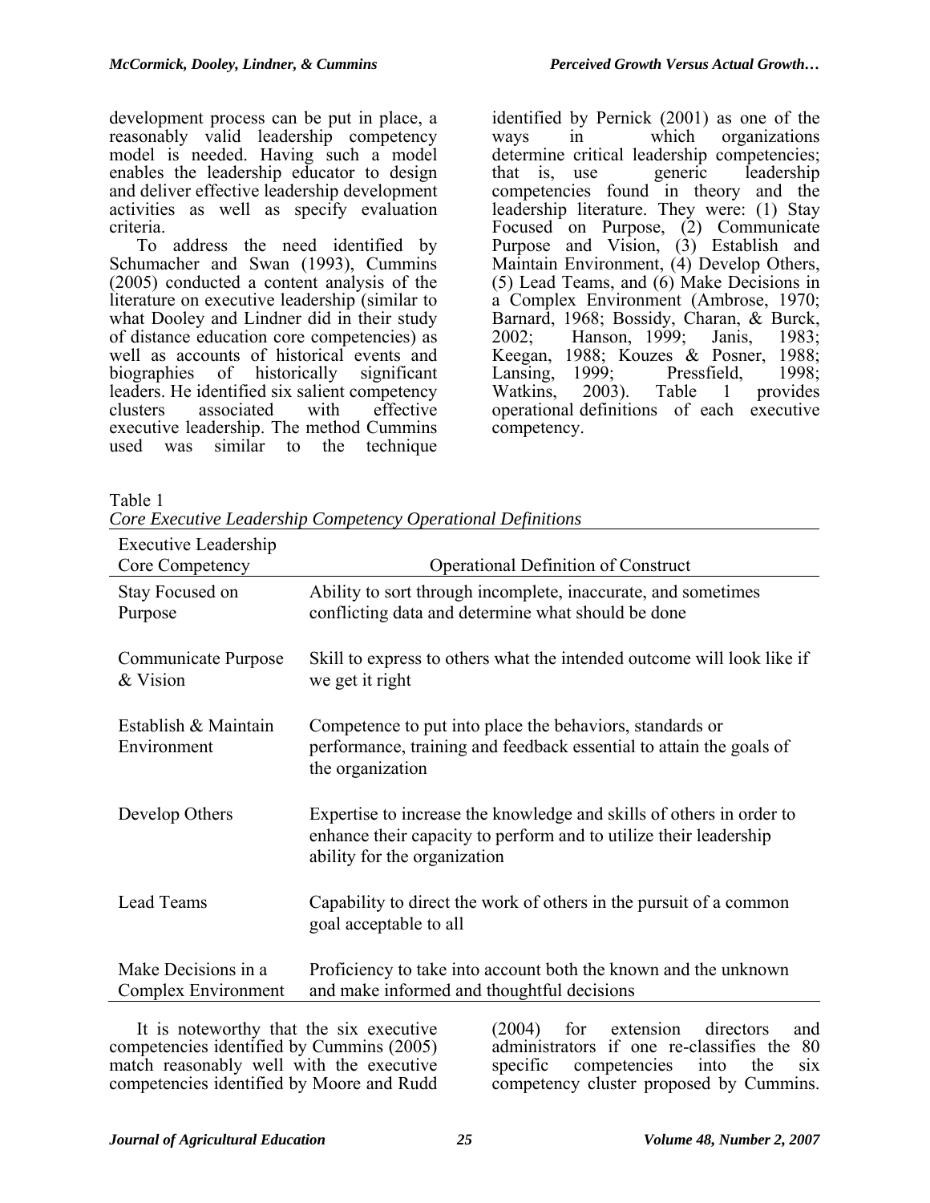development process can be put in place, a reasonably valid leadership competency model is needed. Having such a model enables the leadership educator to design and deliver effective leadership development activities as well as specify evaluation criteria.

To address the need identified by Schumacher and Swan (1993), Cummins (2005) conducted a content analysis of the literature on executive leadership (similar to what Dooley and Lindner did in their study of distance education core competencies) as well as accounts of historical events and biographies of historically significant leaders. He identified six salient competency clusters associated with effective executive leadership. The method Cummins used was similar to the technique identified by Pernick (2001) as one of the ways in which organizations determine critical leadership competencies; that is, use generic leadership competencies found in theory and the leadership literature. They were: (1) Stay Focused on Purpose, (2) Communicate Purpose and Vision, (3) Establish and Maintain Environment, (4) Develop Others, (5) Lead Teams, and (6) Make Decisions in a Complex Environment (Ambrose, 1970; Barnard, 1968; Bossidy, Charan, & Burck, 2002; Hanson, 1999; Janis, 1983; Keegan, 1988; Kouzes & Posner, 1988; Lansing, 1999; Pressfield, 1998; Watkins, 2003). Table 1 provides operational definitions of each executive competency.

Table 1
*Core Executive Leadership Competency Operational Definitions*

| Executive Leadership Core Competency | Operational Definition of Construct |
|---|---|
| Stay Focused on Purpose | Ability to sort through incomplete, inaccurate, and sometimes conflicting data and determine what should be done |
| Communicate Purpose & Vision | Skill to express to others what the intended outcome will look like if we get it right |
| Establish & Maintain Environment | Competence to put into place the behaviors, standards or performance, training and feedback essential to attain the goals of the organization |
| Develop Others | Expertise to increase the knowledge and skills of others in order to enhance their capacity to perform and to utilize their leadership ability for the organization |
| Lead Teams | Capability to direct the work of others in the pursuit of a common goal acceptable to all |
| Make Decisions in a Complex Environment | Proficiency to take into account both the known and the unknown and make informed and thoughtful decisions |

It is noteworthy that the six executive competencies identified by Cummins (2005) match reasonably well with the executive competencies identified by Moore and Rudd (2004) for extension directors and administrators if one re-classifies the 80 specific competencies into the six competency cluster proposed by Cummins.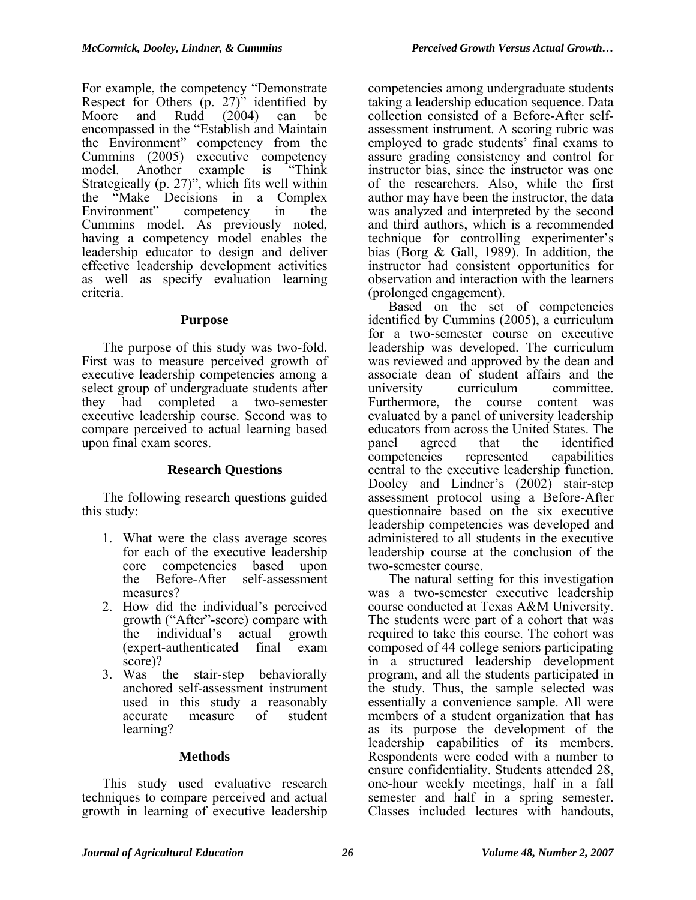For example, the competency "Demonstrate Respect for Others (p. 27)" identified by Moore and Rudd (2004) can be encompassed in the "Establish and Maintain the Environment" competency from the Cummins (2005) executive competency model. Another example is "Think Strategically (p. 27)", which fits well within the "Make Decisions in a Complex Environment" competency in the Cummins model. As previously noted, having a competency model enables the leadership educator to design and deliver effective leadership development activities as well as specify evaluation learning criteria.

## Purpose

The purpose of this study was two-fold. First was to measure perceived growth of executive leadership competencies among a select group of undergraduate students after they had completed a two-semester executive leadership course. Second was to compare perceived to actual learning based upon final exam scores.

## Research Questions

The following research questions guided this study:

1. What were the class average scores for each of the executive leadership core competencies based upon the Before-After self-assessment measures?
2. How did the individual's perceived growth ("After"-score) compare with the individual's actual growth (expert-authenticated final exam score)?
3. Was the stair-step behaviorally anchored self-assessment instrument used in this study a reasonably accurate measure of student learning?

## Methods

This study used evaluative research techniques to compare perceived and actual growth in learning of executive leadership competencies among undergraduate students taking a leadership education sequence. Data collection consisted of a Before-After self-assessment instrument. A scoring rubric was employed to grade students' final exams to assure grading consistency and control for instructor bias, since the instructor was one of the researchers. Also, while the first author may have been the instructor, the data was analyzed and interpreted by the second and third authors, which is a recommended technique for controlling experimenter's bias (Borg & Gall, 1989). In addition, the instructor had consistent opportunities for observation and interaction with the learners (prolonged engagement).

Based on the set of competencies identified by Cummins (2005), a curriculum for a two-semester course on executive leadership was developed. The curriculum was reviewed and approved by the dean and associate dean of student affairs and the university curriculum committee. Furthermore, the course content was evaluated by a panel of university leadership educators from across the United States. The panel agreed that the identified competencies represented capabilities central to the executive leadership function. Dooley and Lindner's (2002) stair-step assessment protocol using a Before-After questionnaire based on the six executive leadership competencies was developed and administered to all students in the executive leadership course at the conclusion of the two-semester course.

The natural setting for this investigation was a two-semester executive leadership course conducted at Texas A&M University. The students were part of a cohort that was required to take this course. The cohort was composed of 44 college seniors participating in a structured leadership development program, and all the students participated in the study. Thus, the sample selected was essentially a convenience sample. All were members of a student organization that has as its purpose the development of the leadership capabilities of its members. Respondents were coded with a number to ensure confidentiality. Students attended 28, one-hour weekly meetings, half in a fall semester and half in a spring semester. Classes included lectures with handouts,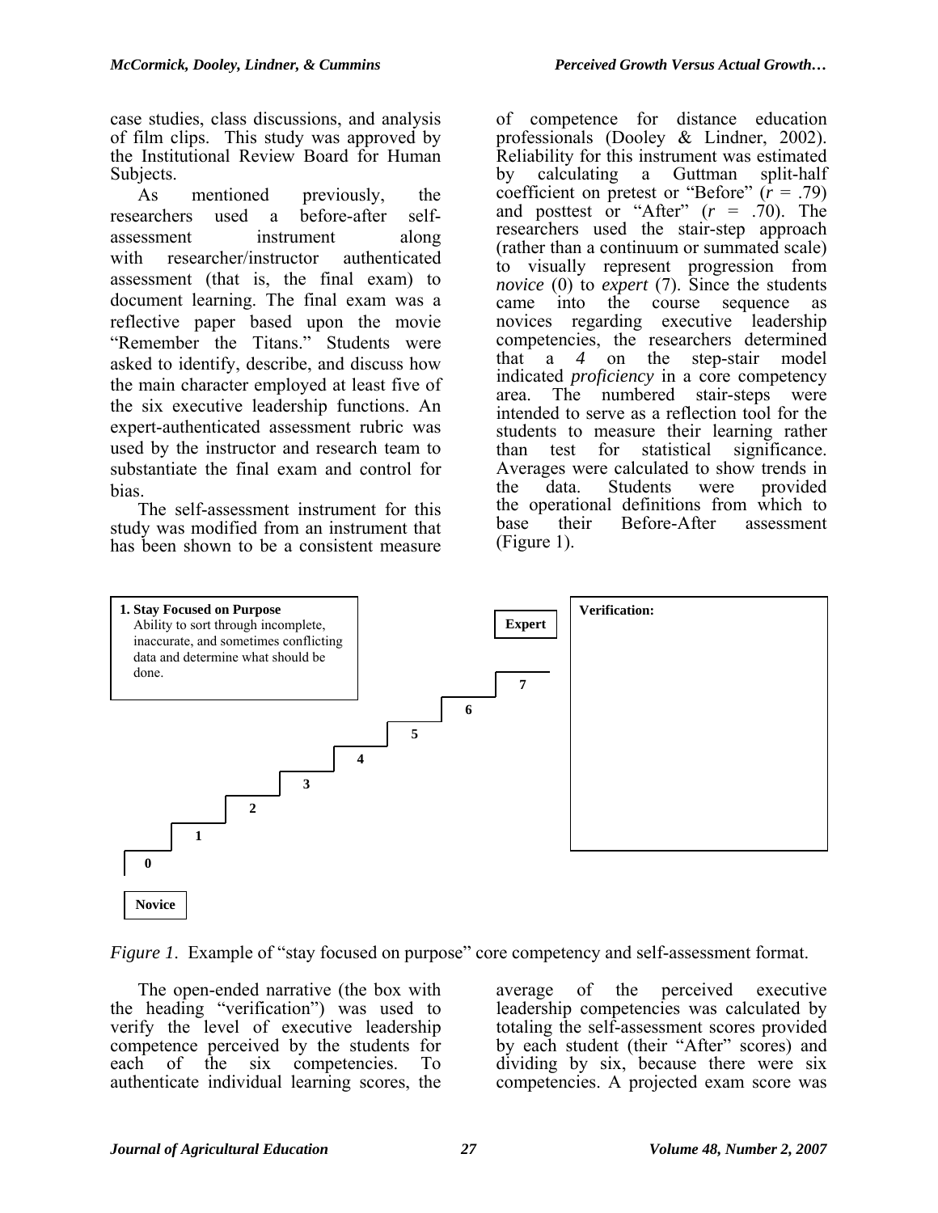case studies, class discussions, and analysis of film clips. This study was approved by the Institutional Review Board for Human Subjects.

As mentioned previously, the researchers used a before-after self-assessment instrument along with researcher/instructor authenticated assessment (that is, the final exam) to document learning. The final exam was a reflective paper based upon the movie "Remember the Titans." Students were asked to identify, describe, and discuss how the main character employed at least five of the six executive leadership functions. An expert-authenticated assessment rubric was used by the instructor and research team to substantiate the final exam and control for bias.

The self-assessment instrument for this study was modified from an instrument that has been shown to be a consistent measure of competence for distance education professionals (Dooley & Lindner, 2002). Reliability for this instrument was estimated by calculating a Guttman split-half coefficient on pretest or "Before" ($r$ = .79) and posttest or "After" ($r$ = .70). The researchers used the stair-step approach (rather than a continuum or summated scale) to visually represent progression from *novice* (0) to *expert* (7). Since the students came into the course sequence as novices regarding executive leadership competencies, the researchers determined that a *4* on the step-stair model indicated *proficiency* in a core competency area. The numbered stair-steps were intended to serve as a reflection tool for the students to measure their learning rather than test for statistical significance. Averages were calculated to show trends in the data. Students were provided the operational definitions from which to base their Before-After assessment (Figure 1).

**1. Stay Focused on Purpose**
Ability to sort through incomplete, inaccurate, and sometimes conflicting data and determine what should be done.

**Expert**

**Verification:**

7

6

5

4

3

2

1

0

**Novice**

*Figure 1*. Example of "stay focused on purpose" core competency and self-assessment format.

The open-ended narrative (the box with the heading "verification") was used to verify the level of executive leadership competence perceived by the students for each of the six competencies. To authenticate individual learning scores, the average of the perceived executive leadership competencies was calculated by totaling the self-assessment scores provided by each student (their "After" scores) and dividing by six, because there were six competencies. A projected exam score was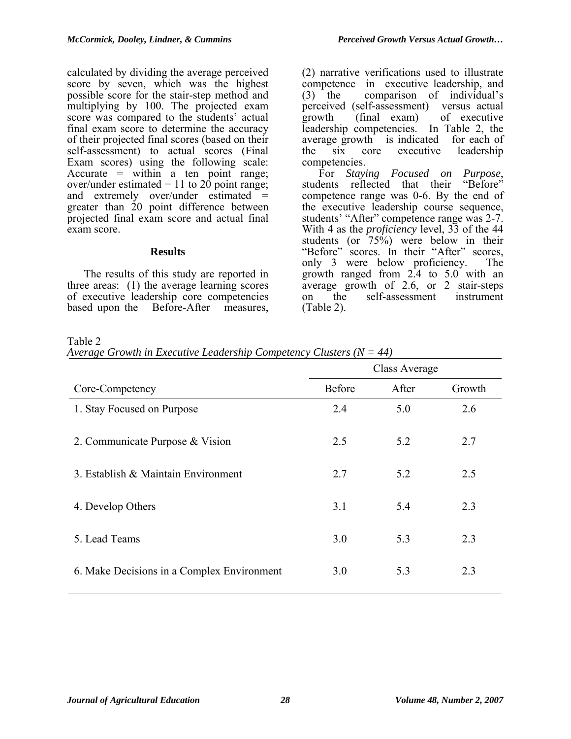calculated by dividing the average perceived score by seven, which was the highest possible score for the stair-step method and multiplying by 100. The projected exam score was compared to the students' actual final exam score to determine the accuracy of their projected final scores (based on their self-assessment) to actual scores (Final Exam scores) using the following scale: Accurate = within a ten point range; over/under estimated = 11 to 20 point range; and extremely over/under estimated = greater than 20 point difference between projected final exam score and actual final exam score.

## Results

The results of this study are reported in three areas: (1) the average learning scores of executive leadership core competencies based upon the Before-After measures, (2) narrative verifications used to illustrate competence in executive leadership, and (3) the comparison of individual's perceived (self-assessment) versus actual growth (final exam) of executive leadership competencies. In Table 2, the average growth is indicated for each of the six core executive leadership competencies.

For *Staying Focused on Purpose*, students reflected that their "Before" competence range was 0-6. By the end of the executive leadership course sequence, students' "After" competence range was 2-7. With 4 as the *proficiency* level, 33 of the 44 students (or 75%) were below in their "Before" scores. In their "After" scores, only 3 were below proficiency. The growth ranged from 2.4 to 5.0 with an average growth of 2.6, or 2 stair-steps on the self-assessment instrument (Table 2).

Table 2
*Average Growth in Executive Leadership Competency Clusters (N = 44)*

| | Class Average | | |
|---|---|---|---|
| Core-Competency | Before | After | Growth |
| 1. Stay Focused on Purpose | 2.4 | 5.0 | 2.6 |
| 2. Communicate Purpose & Vision | 2.5 | 5.2 | 2.7 |
| 3. Establish & Maintain Environment | 2.7 | 5.2 | 2.5 |
| 4. Develop Others | 3.1 | 5.4 | 2.3 |
| 5. Lead Teams | 3.0 | 5.3 | 2.3 |
| 6. Make Decisions in a Complex Environment | 3.0 | 5.3 | 2.3 |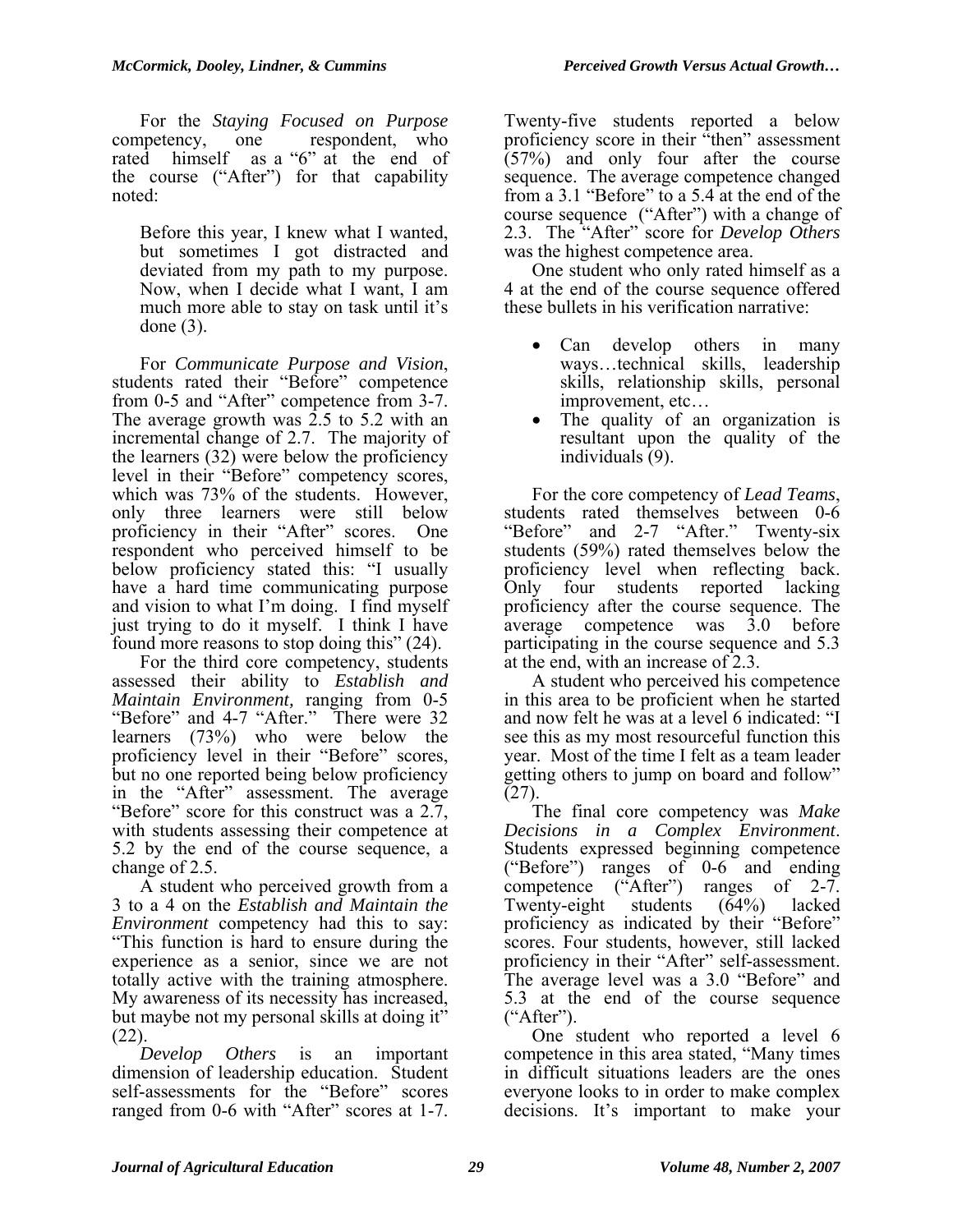For the *Staying Focused on Purpose* competency, one respondent, who rated himself as a "6" at the end of the course ("After") for that capability noted:

> Before this year, I knew what I wanted, but sometimes I got distracted and deviated from my path to my purpose. Now, when I decide what I want, I am much more able to stay on task until it's done (3).

For *Communicate Purpose and Vision*, students rated their "Before" competence from 0-5 and "After" competence from 3-7. The average growth was 2.5 to 5.2 with an incremental change of 2.7. The majority of the learners (32) were below the proficiency level in their "Before" competency scores, which was 73% of the students. However, only three learners were still below proficiency in their "After" scores. One respondent who perceived himself to be below proficiency stated this: "I usually have a hard time communicating purpose and vision to what I'm doing. I find myself just trying to do it myself. I think I have found more reasons to stop doing this" (24).

For the third core competency, students assessed their ability to *Establish and Maintain Environment,* ranging from 0-5 "Before" and 4-7 "After." There were 32 learners (73%) who were below the proficiency level in their "Before" scores, but no one reported being below proficiency in the "After" assessment. The average "Before" score for this construct was a 2.7, with students assessing their competence at 5.2 by the end of the course sequence, a change of 2.5.

A student who perceived growth from a 3 to a 4 on the *Establish and Maintain the Environment* competency had this to say: "This function is hard to ensure during the experience as a senior, since we are not totally active with the training atmosphere. My awareness of its necessity has increased, but maybe not my personal skills at doing it" (22).

*Develop Others* is an important dimension of leadership education. Student self-assessments for the "Before" scores ranged from 0-6 with "After" scores at 1-7. Twenty-five students reported a below proficiency score in their "then" assessment (57%) and only four after the course sequence. The average competence changed from a 3.1 "Before" to a 5.4 at the end of the course sequence ("After") with a change of 2.3. The "After" score for *Develop Others* was the highest competence area.

One student who only rated himself as a 4 at the end of the course sequence offered these bullets in his verification narrative:

- Can develop others in many ways…technical skills, leadership skills, relationship skills, personal improvement, etc…
- The quality of an organization is resultant upon the quality of the individuals (9).

For the core competency of *Lead Teams*, students rated themselves between 0-6 "Before" and 2-7 "After." Twenty-six students (59%) rated themselves below the proficiency level when reflecting back. Only four students reported lacking proficiency after the course sequence. The average competence was 3.0 before participating in the course sequence and 5.3 at the end, with an increase of 2.3.

A student who perceived his competence in this area to be proficient when he started and now felt he was at a level 6 indicated: "I see this as my most resourceful function this year. Most of the time I felt as a team leader getting others to jump on board and follow" (27).

The final core competency was *Make Decisions in a Complex Environment*. Students expressed beginning competence ("Before") ranges of 0-6 and ending competence ("After") ranges of 2-7. Twenty-eight students (64%) lacked proficiency as indicated by their "Before" scores. Four students, however, still lacked proficiency in their "After" self-assessment. The average level was a 3.0 "Before" and 5.3 at the end of the course sequence ("After").

One student who reported a level 6 competence in this area stated, "Many times in difficult situations leaders are the ones everyone looks to in order to make complex decisions. It's important to make your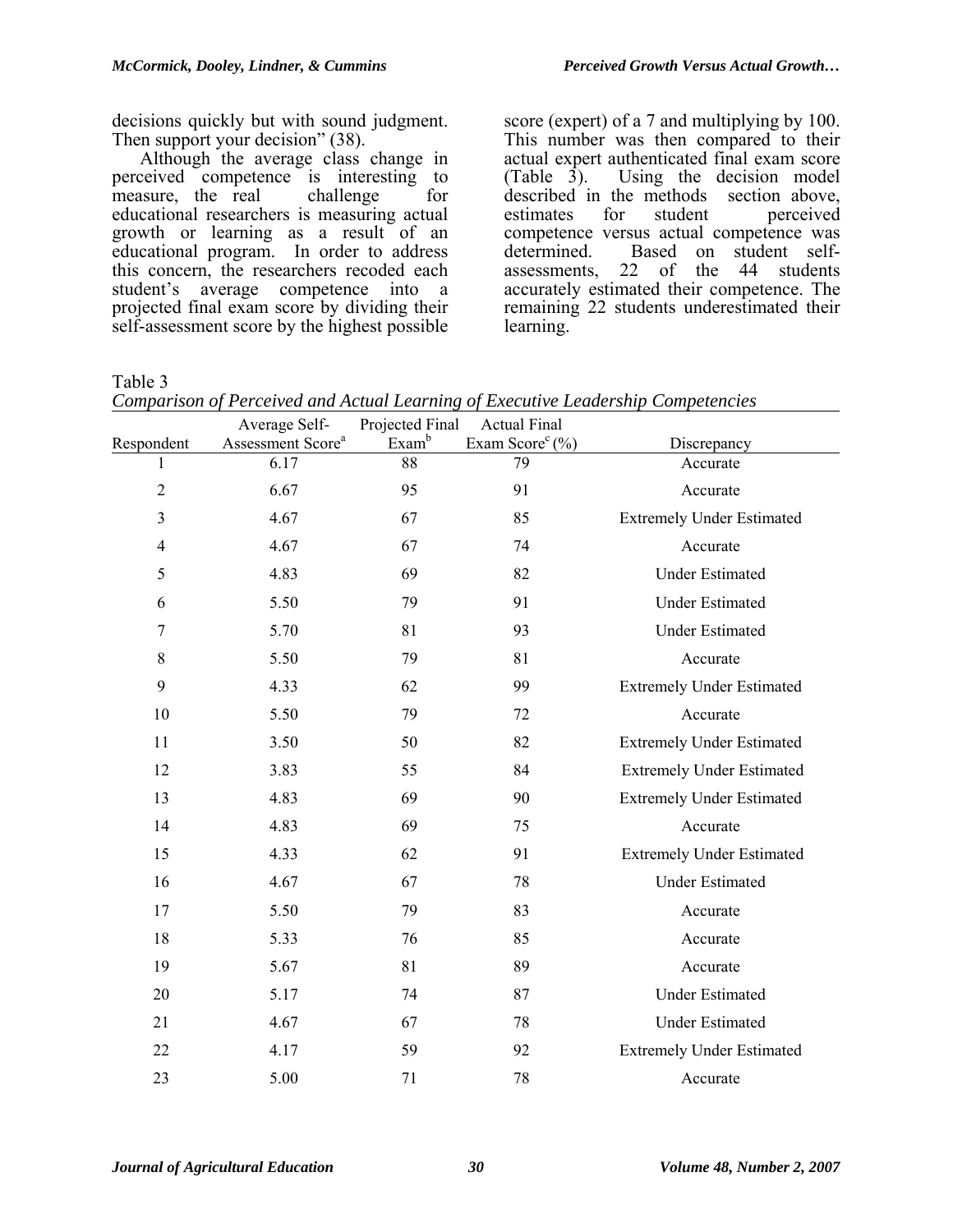decisions quickly but with sound judgment. Then support your decision" (38).

Although the average class change in perceived competence is interesting to measure, the real challenge for educational researchers is measuring actual growth or learning as a result of an educational program. In order to address this concern, the researchers recoded each student's average competence into a projected final exam score by dividing their self-assessment score by the highest possible score (expert) of a 7 and multiplying by 100. This number was then compared to their actual expert authenticated final exam score (Table 3). Using the decision model described in the methods section above, estimates for student perceived competence versus actual competence was determined. Based on student self-assessments, 22 of the 44 students accurately estimated their competence. The remaining 22 students underestimated their learning.

Table 3
*Comparison of Perceived and Actual Learning of Executive Leadership Competencies*

| Respondent | Average Self-Assessment Score[a] | Projected Final Exam[b] | Actual Final Exam Score[c] (%) | Discrepancy |
|---|---|---|---|---|
| 1 | 6.17 | 88 | 79 | Accurate |
| 2 | 6.67 | 95 | 91 | Accurate |
| 3 | 4.67 | 67 | 85 | Extremely Under Estimated |
| 4 | 4.67 | 67 | 74 | Accurate |
| 5 | 4.83 | 69 | 82 | Under Estimated |
| 6 | 5.50 | 79 | 91 | Under Estimated |
| 7 | 5.70 | 81 | 93 | Under Estimated |
| 8 | 5.50 | 79 | 81 | Accurate |
| 9 | 4.33 | 62 | 99 | Extremely Under Estimated |
| 10 | 5.50 | 79 | 72 | Accurate |
| 11 | 3.50 | 50 | 82 | Extremely Under Estimated |
| 12 | 3.83 | 55 | 84 | Extremely Under Estimated |
| 13 | 4.83 | 69 | 90 | Extremely Under Estimated |
| 14 | 4.83 | 69 | 75 | Accurate |
| 15 | 4.33 | 62 | 91 | Extremely Under Estimated |
| 16 | 4.67 | 67 | 78 | Under Estimated |
| 17 | 5.50 | 79 | 83 | Accurate |
| 18 | 5.33 | 76 | 85 | Accurate |
| 19 | 5.67 | 81 | 89 | Accurate |
| 20 | 5.17 | 74 | 87 | Under Estimated |
| 21 | 4.67 | 67 | 78 | Under Estimated |
| 22 | 4.17 | 59 | 92 | Extremely Under Estimated |
| 23 | 5.00 | 71 | 78 | Accurate |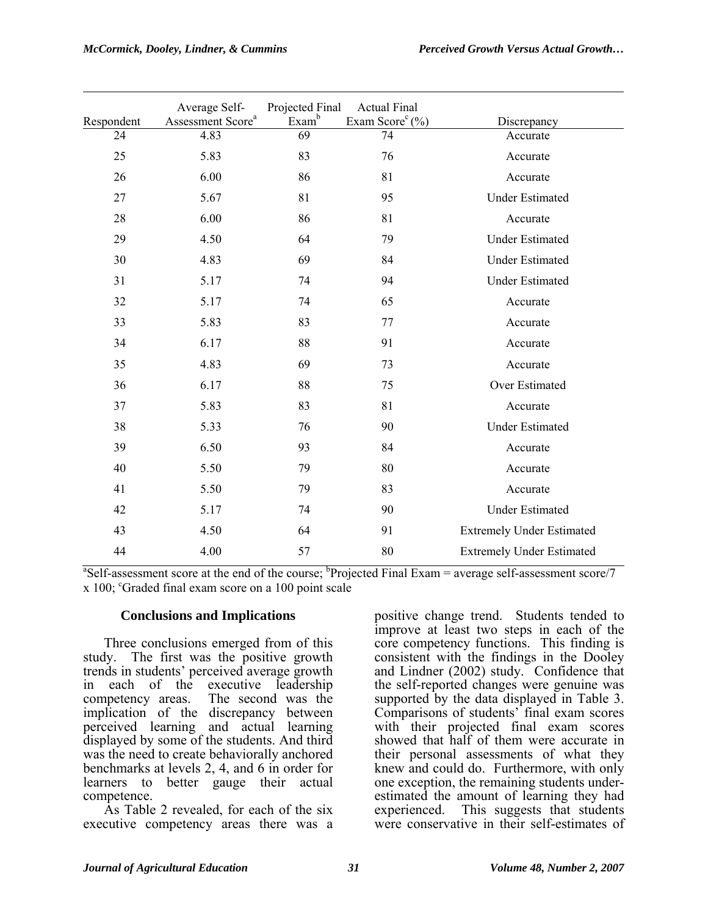| Respondent | Average Self-Assessment Score[a] | Projected Final Exam[b] | Actual Final Exam Score[c] (%) | Discrepancy |
|---|---|---|---|---|
| 24 | 4.83 | 69 | 74 | Accurate |
| 25 | 5.83 | 83 | 76 | Accurate |
| 26 | 6.00 | 86 | 81 | Accurate |
| 27 | 5.67 | 81 | 95 | Under Estimated |
| 28 | 6.00 | 86 | 81 | Accurate |
| 29 | 4.50 | 64 | 79 | Under Estimated |
| 30 | 4.83 | 69 | 84 | Under Estimated |
| 31 | 5.17 | 74 | 94 | Under Estimated |
| 32 | 5.17 | 74 | 65 | Accurate |
| 33 | 5.83 | 83 | 77 | Accurate |
| 34 | 6.17 | 88 | 91 | Accurate |
| 35 | 4.83 | 69 | 73 | Accurate |
| 36 | 6.17 | 88 | 75 | Over Estimated |
| 37 | 5.83 | 83 | 81 | Accurate |
| 38 | 5.33 | 76 | 90 | Under Estimated |
| 39 | 6.50 | 93 | 84 | Accurate |
| 40 | 5.50 | 79 | 80 | Accurate |
| 41 | 5.50 | 79 | 83 | Accurate |
| 42 | 5.17 | 74 | 90 | Under Estimated |
| 43 | 4.50 | 64 | 91 | Extremely Under Estimated |
| 44 | 4.00 | 57 | 80 | Extremely Under Estimated |

[a]Self-assessment score at the end of the course; [b]Projected Final Exam = average self-assessment score/7 x 100; [c]Graded final exam score on a 100 point scale

## Conclusions and Implications

Three conclusions emerged from of this study. The first was the positive growth trends in students' perceived average growth in each of the executive leadership competency areas. The second was the implication of the discrepancy between perceived learning and actual learning displayed by some of the students. And third was the need to create behaviorally anchored benchmarks at levels 2, 4, and 6 in order for learners to better gauge their actual competence.

As Table 2 revealed, for each of the six executive competency areas there was a positive change trend. Students tended to improve at least two steps in each of the core competency functions. This finding is consistent with the findings in the Dooley and Lindner (2002) study. Confidence that the self-reported changes were genuine was supported by the data displayed in Table 3. Comparisons of students' final exam scores with their projected final exam scores showed that half of them were accurate in their personal assessments of what they knew and could do. Furthermore, with only one exception, the remaining students under-estimated the amount of learning they had experienced. This suggests that students were conservative in their self-estimates of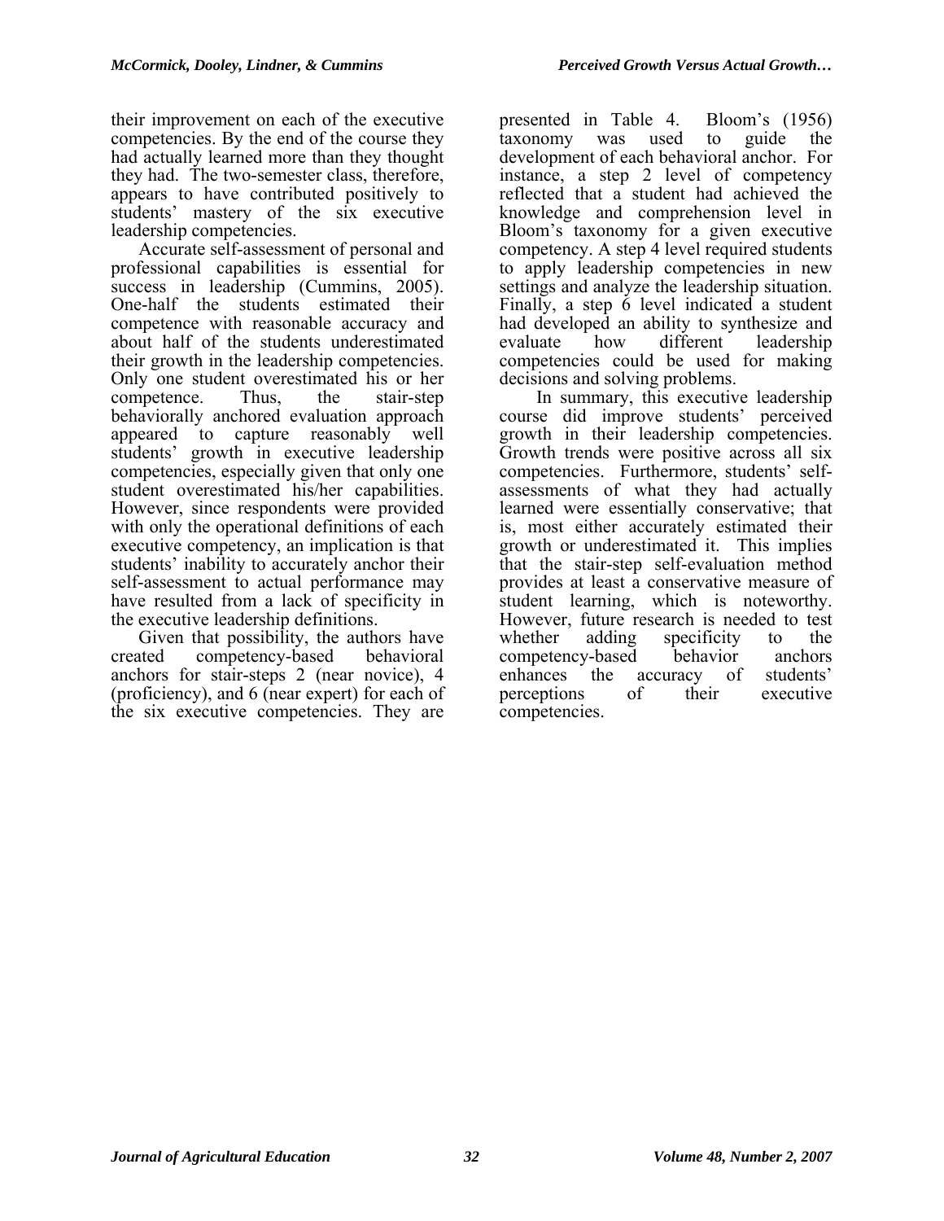their improvement on each of the executive competencies. By the end of the course they had actually learned more than they thought they had. The two-semester class, therefore, appears to have contributed positively to students' mastery of the six executive leadership competencies.

Accurate self-assessment of personal and professional capabilities is essential for success in leadership (Cummins, 2005). One-half the students estimated their competence with reasonable accuracy and about half of the students underestimated their growth in the leadership competencies. Only one student overestimated his or her competence. Thus, the stair-step behaviorally anchored evaluation approach appeared to capture reasonably well students' growth in executive leadership competencies, especially given that only one student overestimated his/her capabilities. However, since respondents were provided with only the operational definitions of each executive competency, an implication is that students' inability to accurately anchor their self-assessment to actual performance may have resulted from a lack of specificity in the executive leadership definitions.

Given that possibility, the authors have created competency-based behavioral anchors for stair-steps 2 (near novice), 4 (proficiency), and 6 (near expert) for each of the six executive competencies. They are presented in Table 4. Bloom's (1956) taxonomy was used to guide the development of each behavioral anchor. For instance, a step 2 level of competency reflected that a student had achieved the knowledge and comprehension level in Bloom's taxonomy for a given executive competency. A step 4 level required students to apply leadership competencies in new settings and analyze the leadership situation. Finally, a step 6 level indicated a student had developed an ability to synthesize and evaluate how different leadership competencies could be used for making decisions and solving problems.

In summary, this executive leadership course did improve students' perceived growth in their leadership competencies. Growth trends were positive across all six competencies. Furthermore, students' self-assessments of what they had actually learned were essentially conservative; that is, most either accurately estimated their growth or underestimated it. This implies that the stair-step self-evaluation method provides at least a conservative measure of student learning, which is noteworthy. However, future research is needed to test whether adding specificity to the competency-based behavior anchors enhances the accuracy of students' perceptions of their executive competencies.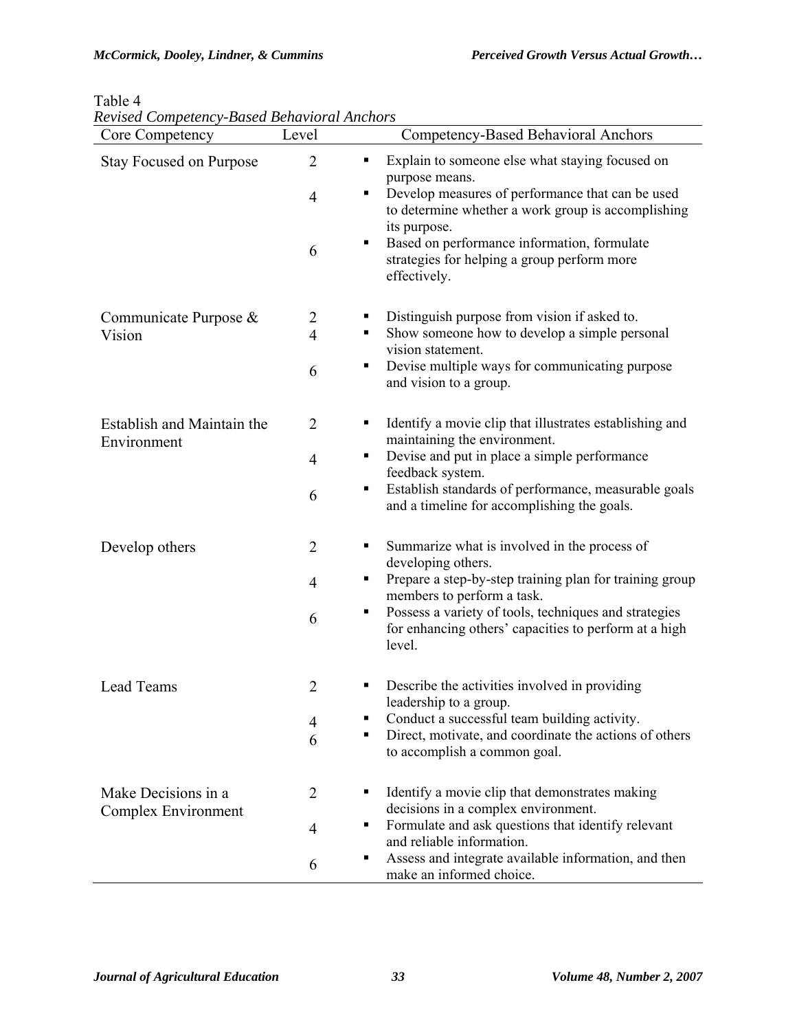Table 4
*Revised Competency-Based Behavioral Anchors*

| Core Competency | Level | Competency-Based Behavioral Anchors |
| --- | --- | --- |
| Stay Focused on Purpose | 2 | Explain to someone else what staying focused on purpose means. |
| | 4 | Develop measures of performance that can be used to determine whether a work group is accomplishing its purpose. |
| | 6 | Based on performance information, formulate strategies for helping a group perform more effectively. |
| Communicate Purpose & Vision | 2 | Distinguish purpose from vision if asked to. |
| | 4 | Show someone how to develop a simple personal vision statement. |
| | 6 | Devise multiple ways for communicating purpose and vision to a group. |
| Establish and Maintain the Environment | 2 | Identify a movie clip that illustrates establishing and maintaining the environment. |
| | 4 | Devise and put in place a simple performance feedback system. |
| | 6 | Establish standards of performance, measurable goals and a timeline for accomplishing the goals. |
| Develop others | 2 | Summarize what is involved in the process of developing others. |
| | 4 | Prepare a step-by-step training plan for training group members to perform a task. |
| | 6 | Possess a variety of tools, techniques and strategies for enhancing others' capacities to perform at a high level. |
| Lead Teams | 2 | Describe the activities involved in providing leadership to a group. |
| | 4 | Conduct a successful team building activity. |
| | 6 | Direct, motivate, and coordinate the actions of others to accomplish a common goal. |
| Make Decisions in a Complex Environment | 2 | Identify a movie clip that demonstrates making decisions in a complex environment. |
| | 4 | Formulate and ask questions that identify relevant and reliable information. |
| | 6 | Assess and integrate available information, and then make an informed choice. |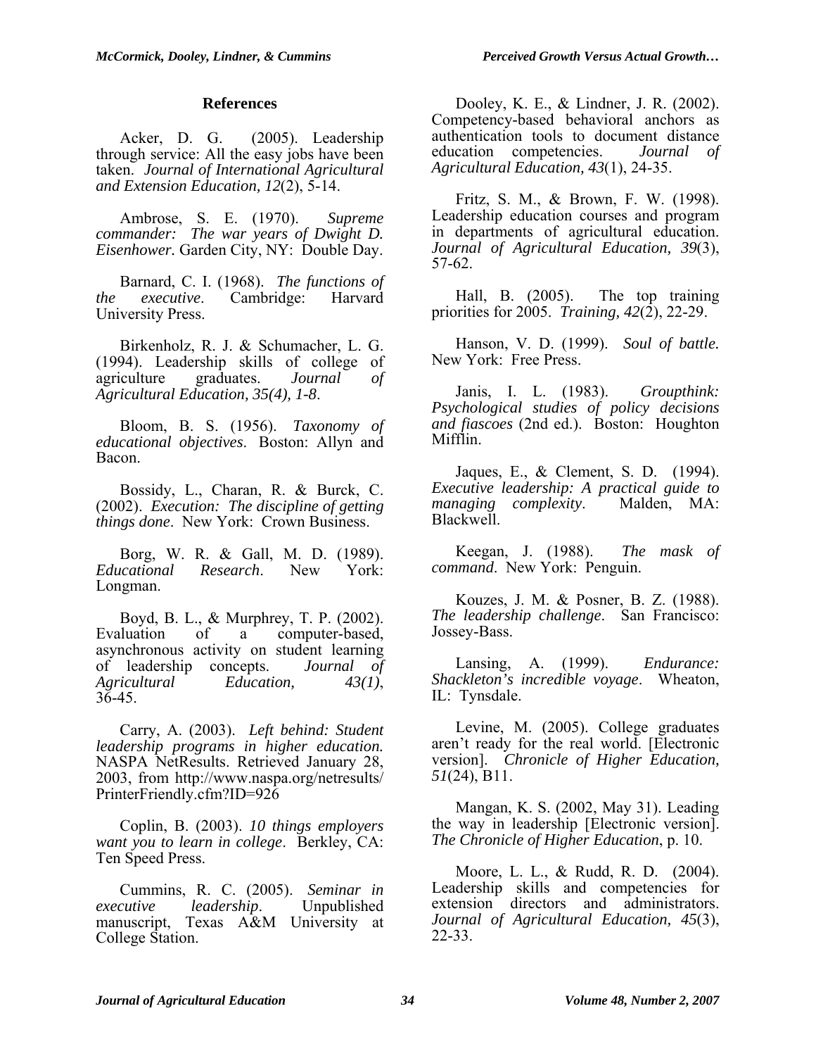## References

Acker, D. G. (2005). Leadership through service: All the easy jobs have been taken. *Journal of International Agricultural and Extension Education, 12*(2), 5-14.

Ambrose, S. E. (1970). *Supreme commander: The war years of Dwight D. Eisenhower*. Garden City, NY: Double Day.

Barnard, C. I. (1968). *The functions of the executive*. Cambridge: Harvard University Press.

Birkenholz, R. J. & Schumacher, L. G. (1994). Leadership skills of college of agriculture graduates. *Journal of Agricultural Education, 35(4), 1-8*.

Bloom, B. S. (1956). *Taxonomy of educational objectives*. Boston: Allyn and Bacon.

Bossidy, L., Charan, R. & Burck, C. (2002). *Execution: The discipline of getting things done*. New York: Crown Business.

Borg, W. R. & Gall, M. D. (1989). *Educational Research*. New York: Longman.

Boyd, B. L., & Murphrey, T. P. (2002). Evaluation of a computer-based, asynchronous activity on student learning of leadership concepts. *Journal of Agricultural Education, 43(1)*, 36-45.

Carry, A. (2003). *Left behind: Student leadership programs in higher education.* NASPA NetResults. Retrieved January 28, 2003, from http://www.naspa.org/netresults/PrinterFriendly.cfm?ID=926

Coplin, B. (2003). *10 things employers want you to learn in college*. Berkley, CA: Ten Speed Press.

Cummins, R. C. (2005). *Seminar in executive leadership*. Unpublished manuscript, Texas A&M University at College Station.

Dooley, K. E., & Lindner, J. R. (2002). Competency-based behavioral anchors as authentication tools to document distance education competencies. *Journal of Agricultural Education, 43*(1), 24-35.

Fritz, S. M., & Brown, F. W. (1998). Leadership education courses and program in departments of agricultural education. *Journal of Agricultural Education, 39*(3), 57-62.

Hall, B. (2005). The top training priorities for 2005. *Training, 42*(2), 22-29.

Hanson, V. D. (1999). *Soul of battle.* New York: Free Press.

Janis, I. L. (1983). *Groupthink: Psychological studies of policy decisions and fiascoes* (2nd ed.). Boston: Houghton Mifflin.

Jaques, E., & Clement, S. D. (1994). *Executive leadership: A practical guide to managing complexity*. Malden, MA: Blackwell.

Keegan, J. (1988). *The mask of command*. New York: Penguin.

Kouzes, J. M. & Posner, B. Z. (1988). *The leadership challenge*. San Francisco: Jossey-Bass.

Lansing, A. (1999). *Endurance: Shackleton's incredible voyage*. Wheaton, IL: Tynsdale.

Levine, M. (2005). College graduates aren't ready for the real world. [Electronic version]. *Chronicle of Higher Education, 51*(24), B11.

Mangan, K. S. (2002, May 31). Leading the way in leadership [Electronic version]. *The Chronicle of Higher Education*, p. 10.

Moore, L. L., & Rudd, R. D. (2004). Leadership skills and competencies for extension directors and administrators. *Journal of Agricultural Education, 45*(3), 22-33.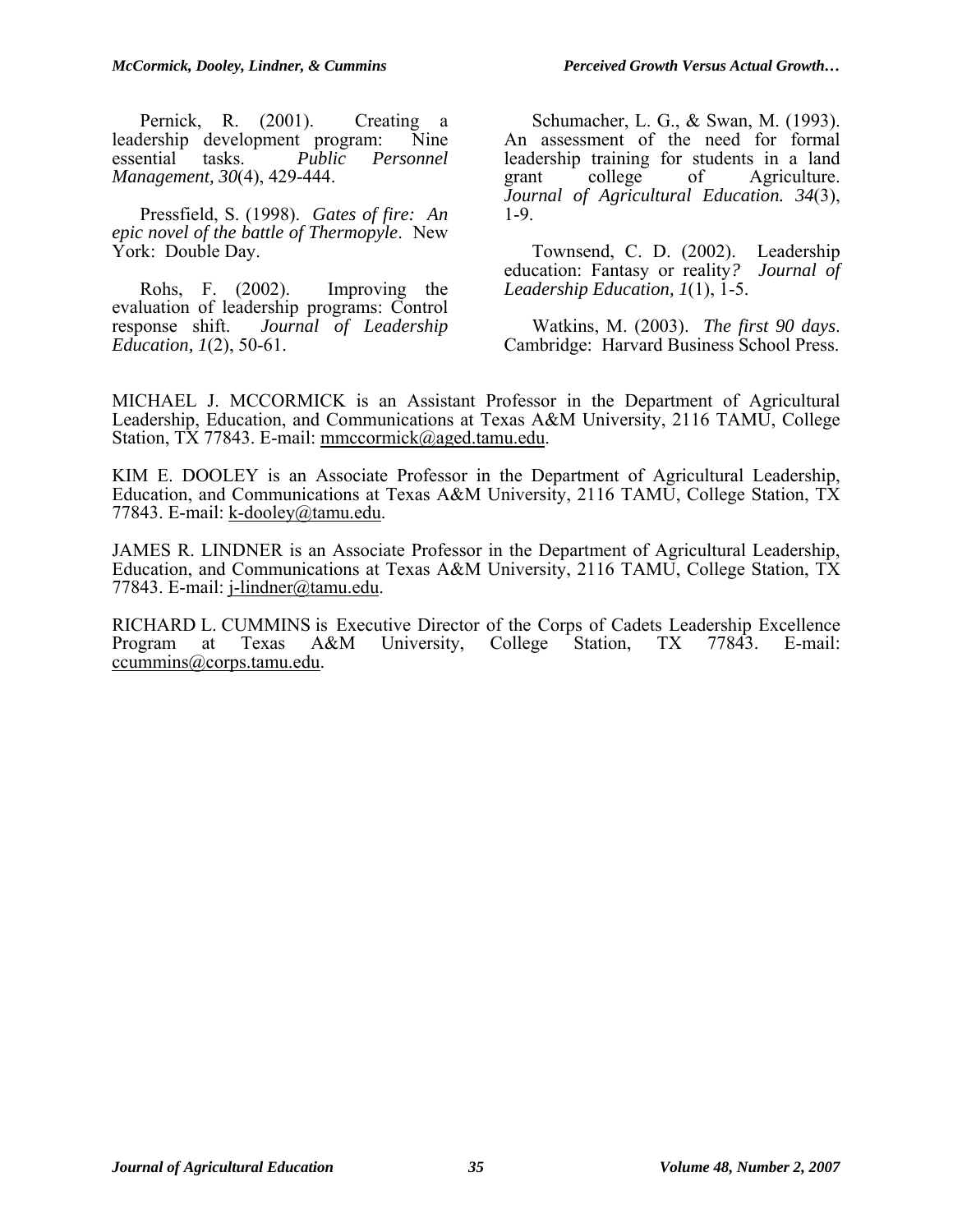Pernick, R. (2001). Creating a leadership development program: Nine essential tasks. *Public Personnel Management, 30*(4), 429-444.

Pressfield, S. (1998). *Gates of fire: An epic novel of the battle of Thermopyle*. New York: Double Day.

Rohs, F. (2002). Improving the evaluation of leadership programs: Control response shift. *Journal of Leadership Education, 1*(2), 50-61.

Schumacher, L. G., & Swan, M. (1993). An assessment of the need for formal leadership training for students in a land grant college of Agriculture. *Journal of Agricultural Education. 34*(3), 1-9.

Townsend, C. D. (2002). Leadership education: Fantasy or reality*? Journal of Leadership Education, 1*(1), 1-5.

Watkins, M. (2003). *The first 90 days*. Cambridge: Harvard Business School Press.

MICHAEL J. MCCORMICK is an Assistant Professor in the Department of Agricultural Leadership, Education, and Communications at Texas A&M University, 2116 TAMU, College Station, TX 77843. E-mail: mmccormick@aged.tamu.edu.

KIM E. DOOLEY is an Associate Professor in the Department of Agricultural Leadership, Education, and Communications at Texas A&M University, 2116 TAMU, College Station, TX 77843. E-mail: k-dooley@tamu.edu.

JAMES R. LINDNER is an Associate Professor in the Department of Agricultural Leadership, Education, and Communications at Texas A&M University, 2116 TAMU, College Station, TX 77843. E-mail: j-lindner@tamu.edu.

RICHARD L. CUMMINS is Executive Director of the Corps of Cadets Leadership Excellence Program at Texas A&M University, College Station, TX 77843. E-mail: ccummins@corps.tamu.edu.